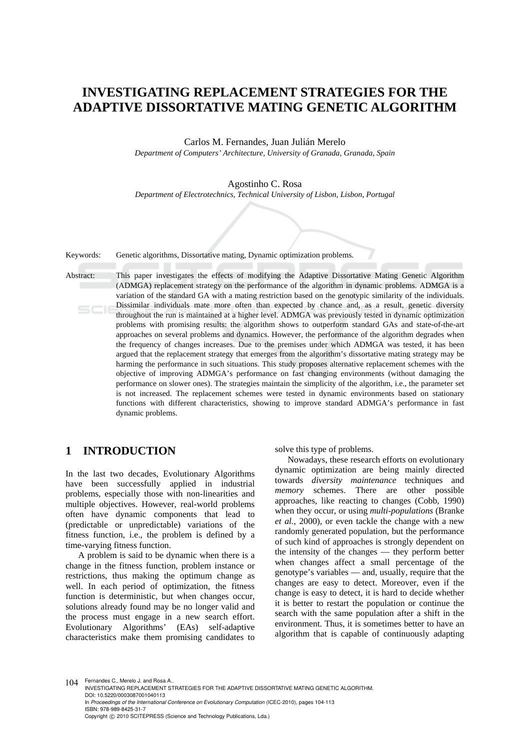# INVESTIGATING REPLACEMENT STRATEGIES FOR THE ADAPTIVE DISSORTATIVE MATING GENETIC ALGORITHM

Carlos M. Fernandes, Juan Julián Merelo
*Department of Computers' Architecture, University of Granada, Granada, Spain*

Agostinho C. Rosa
*Department of Electrotechnics, Technical University of Lisbon, Lisbon, Portugal*

Keywords: Genetic algorithms, Dissortative mating, Dynamic optimization problems.

Abstract: This paper investigates the effects of modifying the Adaptive Dissortative Mating Genetic Algorithm (ADMGA) replacement strategy on the performance of the algorithm in dynamic problems. ADMGA is a variation of the standard GA with a mating restriction based on the genotypic similarity of the individuals. Dissimilar individuals mate more often than expected by chance and, as a result, genetic diversity throughout the run is maintained at a higher level. ADMGA was previously tested in dynamic optimization problems with promising results: the algorithm shows to outperform standard GAs and state-of-the-art approaches on several problems and dynamics. However, the performance of the algorithm degrades when the frequency of changes increases. Due to the premises under which ADMGA was tested, it has been argued that the replacement strategy that emerges from the algorithm's dissortative mating strategy may be harming the performance in such situations. This study proposes alternative replacement schemes with the objective of improving ADMGA's performance on fast changing environments (without damaging the performance on slower ones). The strategies maintain the simplicity of the algorithm, i.e., the parameter set is not increased. The replacement schemes were tested in dynamic environments based on stationary functions with different characteristics, showing to improve standard ADMGA's performance in fast dynamic problems.

## 1 INTRODUCTION

In the last two decades, Evolutionary Algorithms have been successfully applied in industrial problems, especially those with non-linearities and multiple objectives. However, real-world problems often have dynamic components that lead to (predictable or unpredictable) variations of the fitness function, i.e., the problem is defined by a time-varying fitness function.

A problem is said to be dynamic when there is a change in the fitness function, problem instance or restrictions, thus making the optimum change as well. In each period of optimization, the fitness function is deterministic, but when changes occur, solutions already found may be no longer valid and the process must engage in a new search effort. Evolutionary Algorithms' (EAs) self-adaptive characteristics make them promising candidates to solve this type of problems.

Nowadays, these research efforts on evolutionary dynamic optimization are being mainly directed towards *diversity maintenance* techniques and *memory* schemes. There are other possible approaches, like reacting to changes (Cobb, 1990) when they occur, or using *multi-populations* (Branke *et al.*, 2000), or even tackle the change with a new randomly generated population, but the performance of such kind of approaches is strongly dependent on the intensity of the changes — they perform better when changes affect a small percentage of the genotype's variables — and, usually, require that the changes are easy to detect. Moreover, even if the change is easy to detect, it is hard to decide whether it is better to restart the population or continue the search with the same population after a shift in the environment. Thus, it is sometimes better to have an algorithm that is capable of continuously adapting

Fernandes C., Merelo J. and Rosa A..
INVESTIGATING REPLACEMENT STRATEGIES FOR THE ADAPTIVE DISSORTATIVE MATING GENETIC ALGORITHM.
DOI: 10.5220/0003087001040113
In *Proceedings of the International Conference on Evolutionary Computation* (ICEC-2010), pages 104-113
ISBN: 978-989-8425-31-7
Copyright © 2010 SCITEPRESS (Science and Technology Publications, Lda.)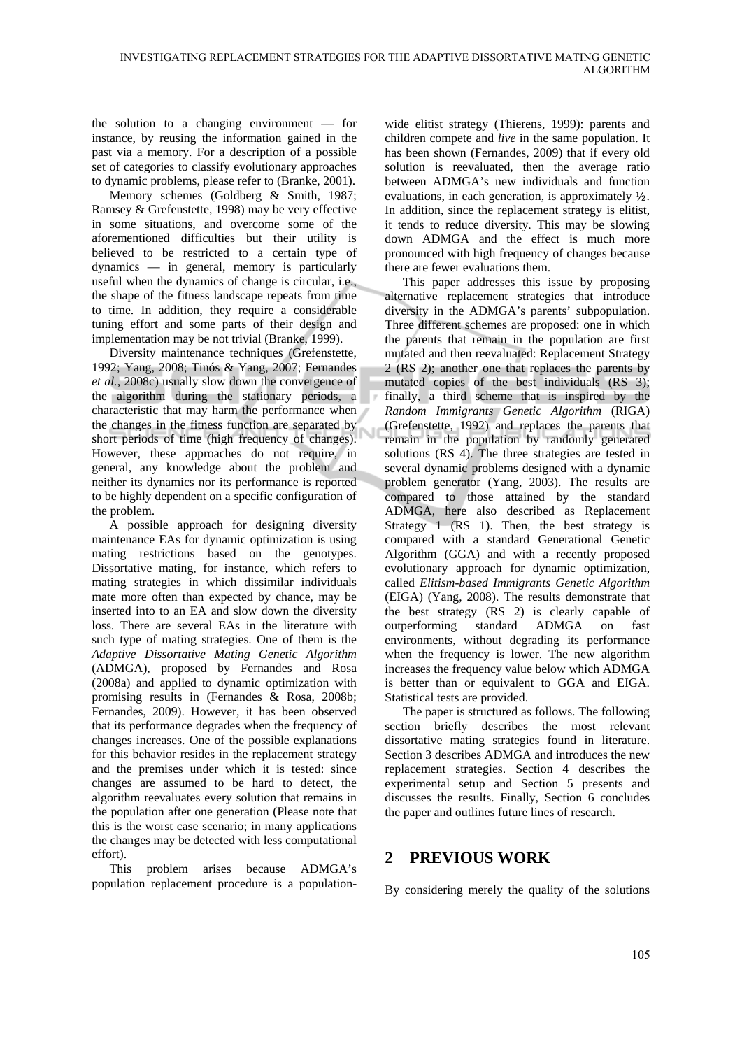the solution to a changing environment — for instance, by reusing the information gained in the past via a memory. For a description of a possible set of categories to classify evolutionary approaches to dynamic problems, please refer to (Branke, 2001).

Memory schemes (Goldberg & Smith, 1987; Ramsey & Grefenstette, 1998) may be very effective in some situations, and overcome some of the aforementioned difficulties but their utility is believed to be restricted to a certain type of dynamics — in general, memory is particularly useful when the dynamics of change is circular, i.e., the shape of the fitness landscape repeats from time to time. In addition, they require a considerable tuning effort and some parts of their design and implementation may be not trivial (Branke, 1999).

Diversity maintenance techniques (Grefenstette, 1992; Yang, 2008; Tinós & Yang, 2007; Fernandes *et al.*, 2008c) usually slow down the convergence of the algorithm during the stationary periods, a characteristic that may harm the performance when the changes in the fitness function are separated by short periods of time (high frequency of changes). However, these approaches do not require, in general, any knowledge about the problem and neither its dynamics nor its performance is reported to be highly dependent on a specific configuration of the problem.

A possible approach for designing diversity maintenance EAs for dynamic optimization is using mating restrictions based on the genotypes. Dissortative mating, for instance, which refers to mating strategies in which dissimilar individuals mate more often than expected by chance, may be inserted into to an EA and slow down the diversity loss. There are several EAs in the literature with such type of mating strategies. One of them is the *Adaptive Dissortative Mating Genetic Algorithm* (ADMGA), proposed by Fernandes and Rosa (2008a) and applied to dynamic optimization with promising results in (Fernandes & Rosa, 2008b; Fernandes, 2009). However, it has been observed that its performance degrades when the frequency of changes increases. One of the possible explanations for this behavior resides in the replacement strategy and the premises under which it is tested: since changes are assumed to be hard to detect, the algorithm reevaluates every solution that remains in the population after one generation (Please note that this is the worst case scenario; in many applications the changes may be detected with less computational effort).

This problem arises because ADMGA's population replacement procedure is a population-wide elitist strategy (Thierens, 1999): parents and children compete and *live* in the same population. It has been shown (Fernandes, 2009) that if every old solution is reevaluated, then the average ratio between ADMGA's new individuals and function evaluations, in each generation, is approximately ½. In addition, since the replacement strategy is elitist, it tends to reduce diversity. This may be slowing down ADMGA and the effect is much more pronounced with high frequency of changes because there are fewer evaluations them.

This paper addresses this issue by proposing alternative replacement strategies that introduce diversity in the ADMGA's parents' subpopulation. Three different schemes are proposed: one in which the parents that remain in the population are first mutated and then reevaluated: Replacement Strategy 2 (RS 2); another one that replaces the parents by mutated copies of the best individuals (RS 3); finally, a third scheme that is inspired by the *Random Immigrants Genetic Algorithm* (RIGA) (Grefenstette, 1992) and replaces the parents that remain in the population by randomly generated solutions (RS 4). The three strategies are tested in several dynamic problems designed with a dynamic problem generator (Yang, 2003). The results are compared to those attained by the standard ADMGA, here also described as Replacement Strategy 1 (RS 1). Then, the best strategy is compared with a standard Generational Genetic Algorithm (GGA) and with a recently proposed evolutionary approach for dynamic optimization, called *Elitism-based Immigrants Genetic Algorithm* (EIGA) (Yang, 2008). The results demonstrate that the best strategy (RS 2) is clearly capable of outperforming standard ADMGA on fast environments, without degrading its performance when the frequency is lower. The new algorithm increases the frequency value below which ADMGA is better than or equivalent to GGA and EIGA. Statistical tests are provided.

The paper is structured as follows. The following section briefly describes the most relevant dissortative mating strategies found in literature. Section 3 describes ADMGA and introduces the new replacement strategies. Section 4 describes the experimental setup and Section 5 presents and discusses the results. Finally, Section 6 concludes the paper and outlines future lines of research.

## 2 PREVIOUS WORK

By considering merely the quality of the solutions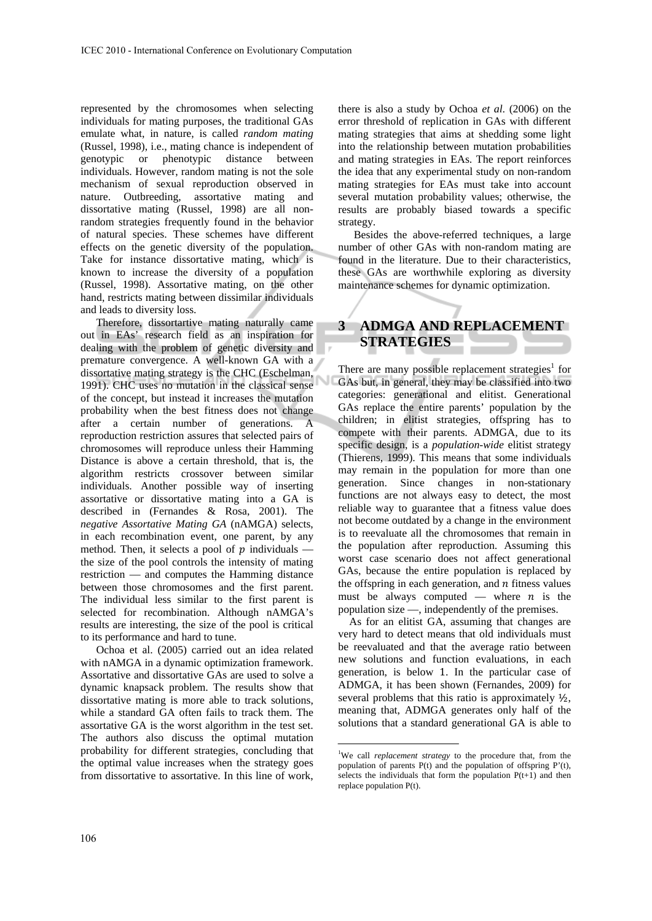represented by the chromosomes when selecting individuals for mating purposes, the traditional GAs emulate what, in nature, is called *random mating* (Russel, 1998), i.e., mating chance is independent of genotypic or phenotypic distance between individuals. However, random mating is not the sole mechanism of sexual reproduction observed in nature. Outbreeding, assortative mating and dissortative mating (Russel, 1998) are all non-random strategies frequently found in the behavior of natural species. These schemes have different effects on the genetic diversity of the population. Take for instance dissortative mating, which is known to increase the diversity of a population (Russel, 1998). Assortative mating, on the other hand, restricts mating between dissimilar individuals and leads to diversity loss.

Therefore, dissortartive mating naturally came out in EAs' research field as an inspiration for dealing with the problem of genetic diversity and premature convergence. A well-known GA with a dissortative mating strategy is the CHC (Eschelman, 1991). CHC uses no mutation in the classical sense of the concept, but instead it increases the mutation probability when the best fitness does not change after a certain number of generations. A reproduction restriction assures that selected pairs of chromosomes will reproduce unless their Hamming Distance is above a certain threshold, that is, the algorithm restricts crossover between similar individuals. Another possible way of inserting assortative or dissortative mating into a GA is described in (Fernandes & Rosa, 2001). The *negative Assortative Mating GA* (nAMGA) selects, in each recombination event, one parent, by any method. Then, it selects a pool of $p$ individuals — the size of the pool controls the intensity of mating restriction — and computes the Hamming distance between those chromosomes and the first parent. The individual less similar to the first parent is selected for recombination. Although nAMGA's results are interesting, the size of the pool is critical to its performance and hard to tune.

Ochoa et al. (2005) carried out an idea related with nAMGA in a dynamic optimization framework. Assortative and dissortative GAs are used to solve a dynamic knapsack problem. The results show that dissortative mating is more able to track solutions, while a standard GA often fails to track them. The assortative GA is the worst algorithm in the test set. The authors also discuss the optimal mutation probability for different strategies, concluding that the optimal value increases when the strategy goes from dissortative to assortative. In this line of work, there is also a study by Ochoa *et al.* (2006) on the error threshold of replication in GAs with different mating strategies that aims at shedding some light into the relationship between mutation probabilities and mating strategies in EAs. The report reinforces the idea that any experimental study on non-random mating strategies for EAs must take into account several mutation probability values; otherwise, the results are probably biased towards a specific strategy.

Besides the above-referred techniques, a large number of other GAs with non-random mating are found in the literature. Due to their characteristics, these GAs are worthwhile exploring as diversity maintenance schemes for dynamic optimization.

# 3 ADMGA AND REPLACEMENT STRATEGIES

There are many possible replacement strategies[1] for GAs but, in general, they may be classified into two categories: generational and elitist. Generational GAs replace the entire parents' population by the children; in elitist strategies, offspring has to compete with their parents. ADMGA, due to its specific design, is a *population-wide* elitist strategy (Thierens, 1999). This means that some individuals may remain in the population for more than one generation. Since changes in non-stationary functions are not always easy to detect, the most reliable way to guarantee that a fitness value does not become outdated by a change in the environment is to reevaluate all the chromosomes that remain in the population after reproduction. Assuming this worst case scenario does not affect generational GAs, because the entire population is replaced by the offspring in each generation, and $n$ fitness values must be always computed — where $n$ is the population size —, independently of the premises.

As for an elitist GA, assuming that changes are very hard to detect means that old individuals must be reevaluated and that the average ratio between new solutions and function evaluations, in each generation, is below 1. In the particular case of ADMGA, it has been shown (Fernandes, 2009) for several problems that this ratio is approximately ½, meaning that, ADMGA generates only half of the solutions that a standard generational GA is able to

[1]We call *replacement strategy* to the procedure that, from the population of parents P(t) and the population of offspring P'(t), selects the individuals that form the population P(t+1) and then replace population P(t).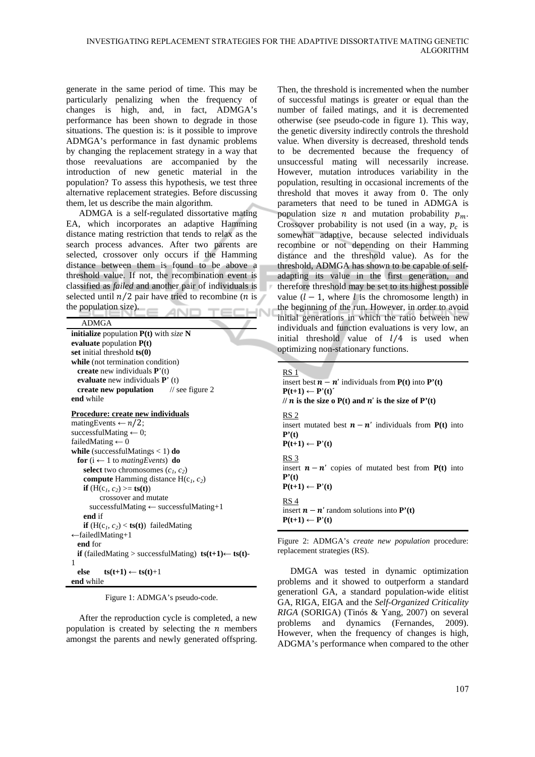generate in the same period of time. This may be particularly penalizing when the frequency of changes is high, and, in fact, ADMGA's performance has been shown to degrade in those situations. The question is: is it possible to improve ADMGA's performance in fast dynamic problems by changing the replacement strategy in a way that those reevaluations are accompanied by the introduction of new genetic material in the population? To assess this hypothesis, we test three alternative replacement strategies. Before discussing them, let us describe the main algorithm.

ADMGA is a self-regulated dissortative mating EA, which incorporates an adaptive Hamming distance mating restriction that tends to relax as the search process advances. After two parents are selected, crossover only occurs if the Hamming distance between them is found to be above a threshold value. If not, the recombination event is classified as *failed* and another pair of individuals is selected until $n/2$ pair have tried to recombine ($n$ is the population size).

```
ADMGA
initialize population P(t) with size N
evaluate population P(t)
set initial threshold ts(0)
while (not termination condition)
  create new individuals P'(t)
  evaluate new individuals P' (t)
  create new population      // see figure 2
end while

Procedure: create new individuals
matingEvents ← n/2;
successfulMating ← 0;
failedMating ← 0
while (successfulMatings < 1) do
  for (i ← 1 to matingEvents) do
    select two chromosomes (c1, c2)
    compute Hamming distance H(c1, c2)
    if (H(c1, c2) >= ts(t))
        crossover and mutate
      successfulMating ← successfulMating+1
    end if
    if (H(c1, c2) < ts(t))  failedMating
←failedlMating+1
  end for
  if (failedMating > successfulMating)  ts(t+1)← ts(t)-
1
  else     ts(t+1) ← ts(t)+1
end while
```

Figure 1: ADMGA's pseudo-code.

After the reproduction cycle is completed, a new population is created by selecting the $n$ members amongst the parents and newly generated offspring. Then, the threshold is incremented when the number of successful matings is greater or equal than the number of failed matings, and it is decremented otherwise (see pseudo-code in figure 1). This way, the genetic diversity indirectly controls the threshold value. When diversity is decreased, threshold tends to be decremented because the frequency of unsuccessful mating will necessarily increase. However, mutation introduces variability in the population, resulting in occasional increments of the threshold that moves it away from 0. The only parameters that need to be tuned in ADMGA is population size $n$ and mutation probability $p_m$. Crossover probability is not used (in a way, $p_c$ is somewhat adaptive, because selected individuals recombine or not depending on their Hamming distance and the threshold value). As for the threshold, ADMGA has shown to be capable of self-adapting its value in the first generation, and therefore threshold may be set to its highest possible value ($l-1$, where $l$ is the chromosome length) in the beginning of the run. However, in order to avoid initial generations in which the ratio between new individuals and function evaluations is very low, an initial threshold value of $l/4$ is used when optimizing non-stationary functions.

```
RS 1
insert best n − n' individuals from P(t) into P'(t)
P(t+1) ← P'(t)´
// n is the size o P(t) and n' is the size of P'(t)

RS 2
insert mutated best n − n' individuals from P(t) into
P'(t)
P(t+1) ← P'(t)

RS 3
insert n − n' copies of mutated best from P(t) into
P'(t)
P(t+1) ← P'(t)

RS 4
insert n − n' random solutions into P'(t)
P(t+1) ← P'(t)
```

Figure 2: ADMGA's *create new population* procedure: replacement strategies (RS).

DMGA was tested in dynamic optimization problems and it showed to outperform a standard generationl GA, a standard population-wide elitist GA, RIGA, EIGA and the *Self-Organized Criticality RIGA* (SORIGA) (Tinós & Yang, 2007) on several problems and dynamics (Fernandes, 2009). However, when the frequency of changes is high, ADGMA's performance when compared to the other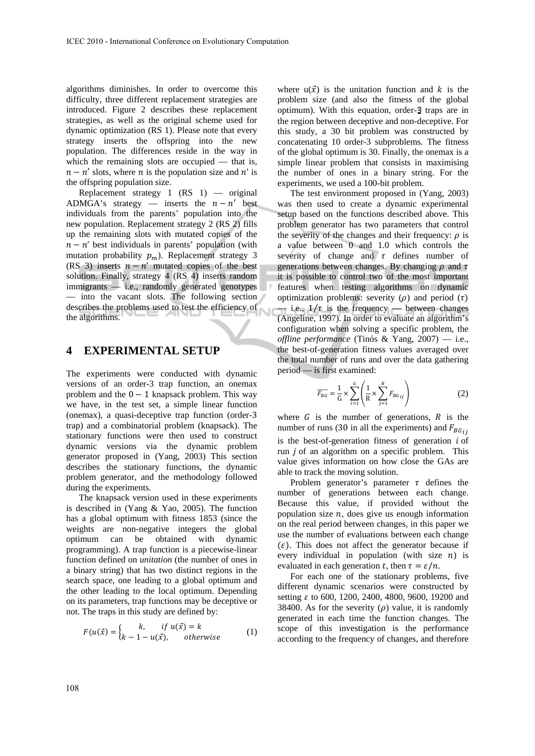algorithms diminishes. In order to overcome this difficulty, three different replacement strategies are introduced. Figure 2 describes these replacement strategies, as well as the original scheme used for dynamic optimization (RS 1). Please note that every strategy inserts the offspring into the new population. The differences reside in the way in which the remaining slots are occupied — that is, $n - n'$ slots, where $n$ is the population size and $n'$ is the offspring population size.

Replacement strategy 1 (RS 1) — original ADMGA's strategy — inserts the $n - n'$ best individuals from the parents' population into the new population. Replacement strategy 2 (RS 2) fills up the remaining slots with mutated copies of the $n - n'$ best individuals in parents' population (with mutation probability $p_m$). Replacement strategy 3 (RS 3) inserts $n - n'$ mutated copies of the best solution. Finally, strategy 4 (RS 4) inserts random immigrants — i.e., randomly generated genotypes — into the vacant slots. The following section describes the problems used to test the efficiency of the algorithms.

## 4 EXPERIMENTAL SETUP

The experiments were conducted with dynamic versions of an order-3 trap function, an onemax problem and the $0 - 1$ knapsack problem. This way we have, in the test set, a simple linear function (onemax), a quasi-deceptive trap function (order-3 trap) and a combinatorial problem (knapsack). The stationary functions were then used to construct dynamic versions via the dynamic problem generator proposed in (Yang, 2003) This section describes the stationary functions, the dynamic problem generator, and the methodology followed during the experiments.

The knapsack version used in these experiments is described in (Yang & Yao, 2005). The function has a global optimum with fitness 1853 (since the weights are non-negative integers the global optimum can be obtained with dynamic programming). A trap function is a piecewise-linear function defined on *unitation* (the number of ones in a binary string) that has two distinct regions in the search space, one leading to a global optimum and the other leading to the local optimum. Depending on its parameters, trap functions may be deceptive or not. The traps in this study are defined by:

$$F(u(\vec{x}) = \begin{cases} k, & if\ u(\vec{x}) = k \\ k - 1 - u(\vec{x}), & otherwise \end{cases} \tag{1}$$

where $u(\vec{x})$ is the unitation function and $k$ is the problem size (and also the fitness of the global optimum). With this equation, order-3 traps are in the region between deceptive and non-deceptive. For this study, a 30 bit problem was constructed by concatenating 10 order-3 subproblems. The fitness of the global optimum is 30. Finally, the onemax is a simple linear problem that consists in maximising the number of ones in a binary string. For the experiments, we used a 100-bit problem.

The test environment proposed in (Yang, 2003) was then used to create a dynamic experimental setup based on the functions described above. This problem generator has two parameters that control the severity of the changes and their frequency: $\rho$ is a value between 0 and 1.0 which controls the severity of change and $\tau$ defines number of generations between changes. By changing $\rho$ and $\tau$ it is possible to control two of the most important features when testing algorithms on dynamic optimization problems: severity ($\rho$) and period ($\tau$) — i.e., $1/\tau$ is the frequency — between changes (Angeline, 1997). In order to evaluate an algorithm's configuration when solving a specific problem, the *offline performance* (Tinós & Yang, 2007) — i.e., the best-of-generation fitness values averaged over the total number of runs and over the data gathering period — is first examined:

$$\overline{F_{BG}} = \frac{1}{G} \times \sum_{i=1}^{G} \left( \frac{1}{R} \times \sum_{j=1}^{R} F_{BG_{ij}} \right) \tag{2}$$

where $G$ is the number of generations, $R$ is the number of runs (30 in all the experiments) and $F_{BG_{ij}}$ is the best-of-generation fitness of generation $i$ of run $j$ of an algorithm on a specific problem. This value gives information on how close the GAs are able to track the moving solution.

Problem generator's parameter $\tau$ defines the number of generations between each change. Because this value, if provided without the population size $n$, does give us enough information on the real period between changes, in this paper we use the number of evaluations between each change ($\varepsilon$). This does not affect the generator because if every individual in population (with size $n$) is evaluated in each generation $t$, then $\tau = \varepsilon / n$.

For each one of the stationary problems, five different dynamic scenarios were constructed by setting $\varepsilon$ to 600, 1200, 2400, 4800, 9600, 19200 and 38400. As for the severity ($\rho$) value, it is randomly generated in each time the function changes. The scope of this investigation is the performance according to the frequency of changes, and therefore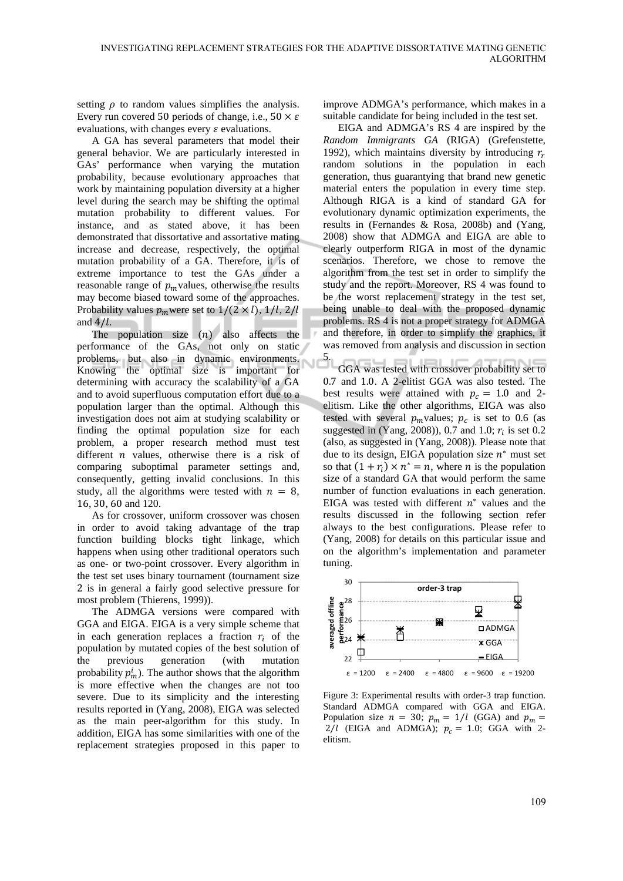setting $\rho$ to random values simplifies the analysis. Every run covered 50 periods of change, i.e., $50 \times \varepsilon$ evaluations, with changes every $\varepsilon$ evaluations.

A GA has several parameters that model their general behavior. We are particularly interested in GAs' performance when varying the mutation probability, because evolutionary approaches that work by maintaining population diversity at a higher level during the search may be shifting the optimal mutation probability to different values. For instance, and as stated above, it has been demonstrated that dissortative and assortative mating increase and decrease, respectively, the optimal mutation probability of a GA. Therefore, it is of extreme importance to test the GAs under a reasonable range of $p_m$ values, otherwise the results may become biased toward some of the approaches. Probability values $p_m$ were set to $1/(2 \times l)$, $1/l$, $2/l$ and $4/l$.

The population size ($n$) also affects the performance of the GAs, not only on static problems, but also in dynamic environments. Knowing the optimal size is important for determining with accuracy the scalability of a GA and to avoid superfluous computation effort due to a population larger than the optimal. Although this investigation does not aim at studying scalability or finding the optimal population size for each problem, a proper research method must test different $n$ values, otherwise there is a risk of comparing suboptimal parameter settings and, consequently, getting invalid conclusions. In this study, all the algorithms were tested with $n = 8$, 16, 30, 60 and 120.

As for crossover, uniform crossover was chosen in order to avoid taking advantage of the trap function building blocks tight linkage, which happens when using other traditional operators such as one- or two-point crossover. Every algorithm in the test set uses binary tournament (tournament size 2 is in general a fairly good selective pressure for most problem (Thierens, 1999)).

The ADMGA versions were compared with GGA and EIGA. EIGA is a very simple scheme that in each generation replaces a fraction $r_i$ of the population by mutated copies of the best solution of the previous generation (with mutation probability $p_m^i$). The author shows that the algorithm is more effective when the changes are not too severe. Due to its simplicity and the interesting results reported in (Yang, 2008), EIGA was selected as the main peer-algorithm for this study. In addition, EIGA has some similarities with one of the replacement strategies proposed in this paper to improve ADMGA's performance, which makes in a suitable candidate for being included in the test set.

EIGA and ADMGA's RS 4 are inspired by the *Random Immigrants GA* (RIGA) (Grefenstette, 1992), which maintains diversity by introducing $r_r$ random solutions in the population in each generation, thus guarantying that brand new genetic material enters the population in every time step. Although RIGA is a kind of standard GA for evolutionary dynamic optimization experiments, the results in (Fernandes & Rosa, 2008b) and (Yang, 2008) show that ADMGA and EIGA are able to clearly outperform RIGA in most of the dynamic scenarios. Therefore, we chose to remove the algorithm from the test set in order to simplify the study and the report. Moreover, RS 4 was found to be the worst replacement strategy in the test set, being unable to deal with the proposed dynamic problems. RS 4 is not a proper strategy for ADMGA and therefore, in order to simplify the graphics, it was removed from analysis and discussion in section 5.

GGA was tested with crossover probability set to 0.7 and 1.0. A 2-elitist GGA was also tested. The best results were attained with $p_c = 1.0$ and 2-elitism. Like the other algorithms, EIGA was also tested with several $p_m$ values; $p_c$ is set to 0.6 (as suggested in (Yang, 2008)), 0.7 and 1.0; $r_i$ is set 0.2 (also, as suggested in (Yang, 2008)). Please note that due to its design, EIGA population size $n^*$ must set so that $(1 + r_i) \times n^* = n$, where $n$ is the population size of a standard GA that would perform the same number of function evaluations in each generation. EIGA was tested with different $n^*$ values and the results discussed in the following section refer always to the best configurations. Please refer to (Yang, 2008) for details on this particular issue and on the algorithm's implementation and parameter tuning.

order-3 trap

averaged offline performance

30
28
26
24
22

ADMGA
GGA
EIGA

ε = 1200 ε = 2400 ε = 4800 ε = 9600 ε = 19200

Figure 3: Experimental results with order-3 trap function. Standard ADMGA compared with GGA and EIGA. Population size $n = 30$; $p_m = 1/l$ (GGA) and $p_m = 2/l$ (EIGA and ADMGA); $p_c = 1.0$; GGA with 2-elitism.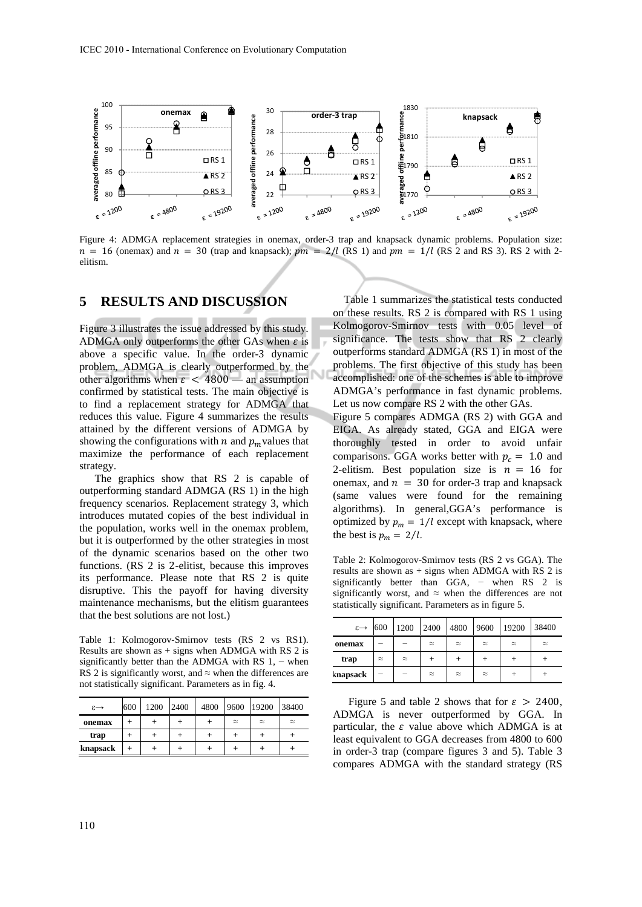100
onemax
95
90
85
80
averaged offline performance
RS 1
RS 2
RS 3
ε = 1200
ε = 4800
ε = 19200

30
order-3 trap
28
26
24
22
averaged offline performance
RS 1
RS 2
RS 3
ε = 1200
ε = 4800
ε = 19200

1830
knapsack
1810
1790
1770
averaged offline performance
RS 1
RS 2
RS 3
ε = 1200
ε = 4800
ε = 19200

Figure 4: ADMGA replacement strategies in onemax, order-3 trap and knapsack dynamic problems. Population size: $n = 16$ (onemax) and $n = 30$ (trap and knapsack); $pm = 2/l$ (RS 1) and $pm = 1/l$ (RS 2 and RS 3). RS 2 with 2-elitism.

## 5 RESULTS AND DISCUSSION

Figure 3 illustrates the issue addressed by this study. ADMGA only outperforms the other GAs when $\varepsilon$ is above a specific value. In the order-3 dynamic problem, ADMGA is clearly outperformed by the other algorithms when $\varepsilon < 4800$ — an assumption confirmed by statistical tests. The main objective is to find a replacement strategy for ADMGA that reduces this value. Figure 4 summarizes the results attained by the different versions of ADMGA by showing the configurations with $n$ and $p_m$ values that maximize the performance of each replacement strategy.

The graphics show that RS 2 is capable of outperforming standard ADMGA (RS 1) in the high frequency scenarios. Replacement strategy 3, which introduces mutated copies of the best individual in the population, works well in the onemax problem, but it is outperformed by the other strategies in most of the dynamic scenarios based on the other two functions. (RS 2 is 2-elitist, because this improves its performance. Please note that RS 2 is quite disruptive. This the payoff for having diversity maintenance mechanisms, but the elitism guarantees that the best solutions are not lost.)

Table 1: Kolmogorov-Smirnov tests (RS 2 vs RS1). Results are shown as + signs when ADMGA with RS 2 is significantly better than the ADMGA with RS 1, − when RS 2 is significantly worst, and ≈ when the differences are not statistically significant. Parameters as in fig. 4.

| ε→ | 600 | 1200 | 2400 | 4800 | 9600 | 19200 | 38400 |
|---|---|---|---|---|---|---|---|
| onemax | + | + | + | + | ≈ | ≈ | ≈ |
| trap | + | + | + | + | + | + | + |
| knapsack | + | + | + | + | + | + | + |

Table 1 summarizes the statistical tests conducted on these results. RS 2 is compared with RS 1 using Kolmogorov-Smirnov tests with 0.05 level of significance. The tests show that RS 2 clearly outperforms standard ADMGA (RS 1) in most of the problems. The first objective of this study has been accomplished: one of the schemes is able to improve ADMGA's performance in fast dynamic problems. Let us now compare RS 2 with the other GAs.

Figure 5 compares ADMGA (RS 2) with GGA and EIGA. As already stated, GGA and EIGA were thoroughly tested in order to avoid unfair comparisons. GGA works better with $p_c = 1.0$ and 2-elitism. Best population size is $n = 16$ for onemax, and $n = 30$ for order-3 trap and knapsack (same values were found for the remaining algorithms). In general,GGA's performance is optimized by $p_m = 1/l$ except with knapsack, where the best is $p_m = 2/l$.

Table 2: Kolmogorov-Smirnov tests (RS 2 vs GGA). The results are shown as + signs when ADMGA with RS 2 is significantly better than GGA, − when RS 2 is significantly worst, and ≈ when the differences are not statistically significant. Parameters as in figure 5.

| ε→ | 600 | 1200 | 2400 | 4800 | 9600 | 19200 | 38400 |
|---|---|---|---|---|---|---|---|
| onemax | − | − | ≈ | ≈ | ≈ | ≈ | ≈ |
| trap | ≈ | ≈ | + | + | + | + | + |
| knapsack | − | − | ≈ | ≈ | ≈ | + | + |

Figure 5 and table 2 shows that for $\varepsilon > 2400$, ADMGA is never outperformed by GGA. In particular, the $\varepsilon$ value above which ADMGA is at least equivalent to GGA decreases from 4800 to 600 in order-3 trap (compare figures 3 and 5). Table 3 compares ADMGA with the standard strategy (RS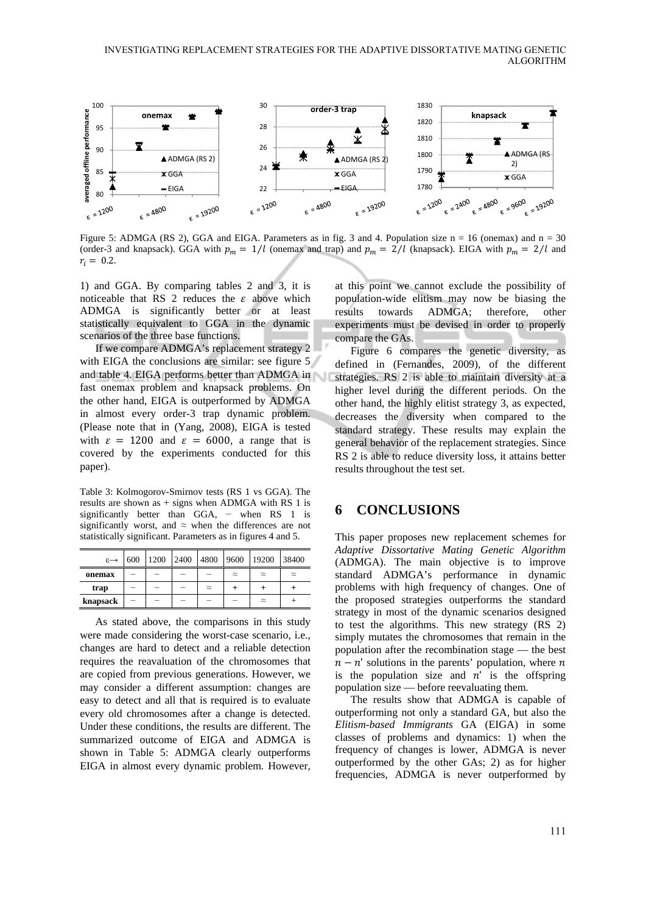100
95
90
85
80
averaged offline performance
onemax
▲ADMGA (RS 2)
✖GGA
▬EIGA
ε = 1200
ε = 4800
ε = 19200

30
28
26
24
22
order-3 trap
▲ADMGA (RS 2)
✖GGA
▬EIGA
ε = 1200
ε = 4800
ε = 19200

1830
1820
1810
1800
1790
1780
knapsack
▲ADMGA (RS 2)
✖GGA
ε = 1200
ε = 2400
ε = 4800
ε = 9600
ε = 19200

Figure 5: ADMGA (RS 2), GGA and EIGA. Parameters as in fig. 3 and 4. Population size n = 16 (onemax) and n = 30 (order-3 and knapsack). GGA with $p_m = 1/l$ (onemax and trap) and $p_m = 2/l$ (knapsack). EIGA with $p_m = 2/l$ and $r_i = 0.2$.

1) and GGA. By comparing tables 2 and 3, it is noticeable that RS 2 reduces the $\varepsilon$ above which ADMGA is significantly better or at least statistically equivalent to GGA in the dynamic scenarios of the three base functions.

If we compare ADMGA's replacement strategy 2 with EIGA the conclusions are similar: see figure 5 and table 4. EIGA performs better than ADMGA in fast onemax problem and knapsack problems. On the other hand, EIGA is outperformed by ADMGA in almost every order-3 trap dynamic problem. (Please note that in (Yang, 2008), EIGA is tested with $\varepsilon = 1200$ and $\varepsilon = 6000$, a range that is covered by the experiments conducted for this paper).

Table 3: Kolmogorov-Smirnov tests (RS 1 vs GGA). The results are shown as + signs when ADMGA with RS 1 is significantly better than GGA, − when RS 1 is significantly worst, and ≈ when the differences are not statistically significant. Parameters as in figures 4 and 5.

| ε→ | 600 | 1200 | 2400 | 4800 | 9600 | 19200 | 38400 |
|---|---|---|---|---|---|---|---|
| **onemax** | − | − | − | − | ≈ | ≈ | ≈ |
| **trap** | − | − | − | ≈ | + | + | + |
| **knapsack** | − | − | − | − | − | ≈ | + |

As stated above, the comparisons in this study were made considering the worst-case scenario, i.e., changes are hard to detect and a reliable detection requires the reavaluation of the chromosomes that are copied from previous generations. However, we may consider a different assumption: changes are easy to detect and all that is required is to evaluate every old chromosomes after a change is detected. Under these conditions, the results are different. The summarized outcome of EIGA and ADMGA is shown in Table 5: ADMGA clearly outperforms EIGA in almost every dynamic problem. However, at this point we cannot exclude the possibility of population-wide elitism may now be biasing the results towards ADMGA; therefore, other experiments must be devised in order to properly compare the GAs.

Figure 6 compares the genetic diversity, as defined in (Fernandes, 2009), of the different strategies. RS 2 is able to maintain diversity at a higher level during the different periods. On the other hand, the highly elitist strategy 3, as expected, decreases the diversity when compared to the standard strategy. These results may explain the general behavior of the replacement strategies. Since RS 2 is able to reduce diversity loss, it attains better results throughout the test set.

## 6 CONCLUSIONS

This paper proposes new replacement schemes for *Adaptive Dissortative Mating Genetic Algorithm* (ADMGA). The main objective is to improve standard ADMGA's performance in dynamic problems with high frequency of changes. One of the proposed strategies outperforms the standard strategy in most of the dynamic scenarios designed to test the algorithms. This new strategy (RS 2) simply mutates the chromosomes that remain in the population after the recombination stage — the best $n - n'$ solutions in the parents' population, where $n$ is the population size and $n'$ is the offspring population size — before reevaluating them.

The results show that ADMGA is capable of outperforming not only a standard GA, but also the *Elitism-based Immigrants* GA (EIGA) in some classes of problems and dynamics: 1) when the frequency of changes is lower, ADMGA is never outperformed by the other GAs; 2) as for higher frequencies, ADMGA is never outperformed by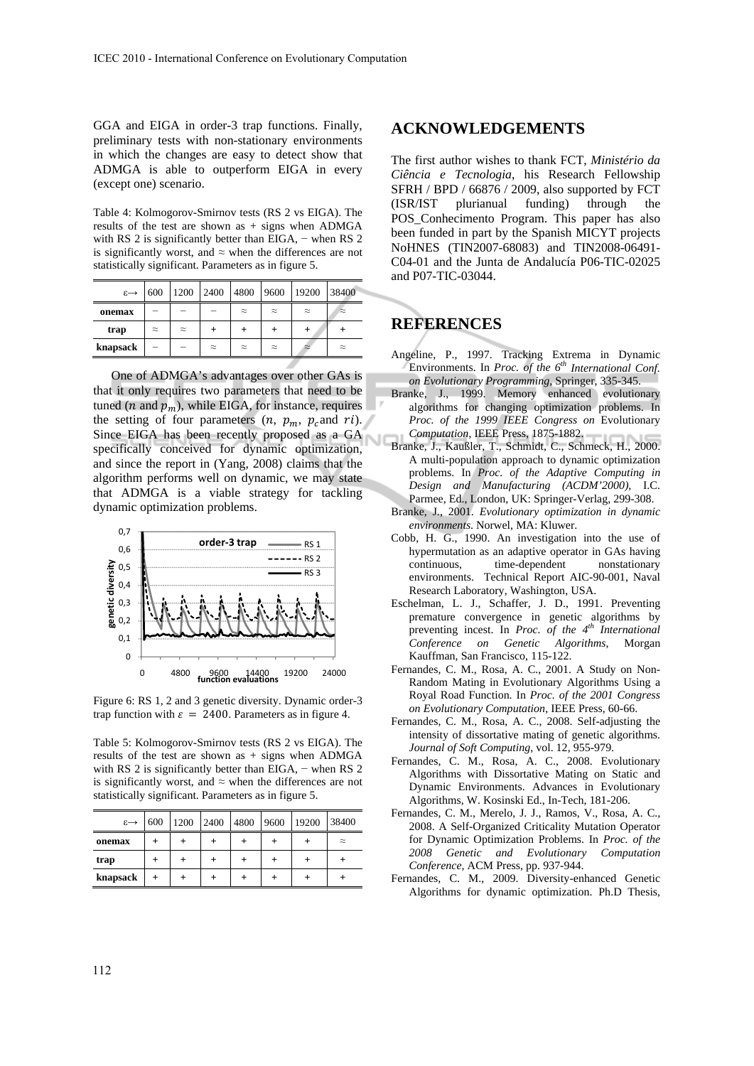GGA and EIGA in order-3 trap functions. Finally, preliminary tests with non-stationary environments in which the changes are easy to detect show that ADMGA is able to outperform EIGA in every (except one) scenario.

Table 4: Kolmogorov-Smirnov tests (RS 2 vs EIGA). The results of the test are shown as + signs when ADMGA with RS 2 is significantly better than EIGA, − when RS 2 is significantly worst, and ≈ when the differences are not statistically significant. Parameters as in figure 5.

| ε→ | 600 | 1200 | 2400 | 4800 | 9600 | 19200 | 38400 |
|---|---|---|---|---|---|---|---|
| **onemax** | − | − | − | ≈ | ≈ | ≈ | ≈ |
| **trap** | ≈ | ≈ | + | + | + | + | + |
| **knapsack** | − | − | ≈ | ≈ | ≈ | ≈ | ≈ |

One of ADMGA's advantages over other GAs is that it only requires two parameters that need to be tuned ($n$ and $p_m$), while EIGA, for instance, requires the setting of four parameters ($n$, $p_m$, $p_c$ and $ri$). Since EIGA has been recently proposed as a GA specifically conceived for dynamic optimization, and since the report in (Yang, 2008) claims that the algorithm performs well on dynamic, we may state that ADMGA is a viable strategy for tackling dynamic optimization problems.

order-3 trap
RS 1
RS 2
RS 3
genetic diversity
0,7
0,6
0,5
0,4
0,3
0,2
0,1
0
0
4800
9600
14400
19200
24000
function evaluations

Figure 6: RS 1, 2 and 3 genetic diversity. Dynamic order-3 trap function with $\varepsilon = 2400$. Parameters as in figure 4.

Table 5: Kolmogorov-Smirnov tests (RS 2 vs EIGA). The results of the test are shown as + signs when ADMGA with RS 2 is significantly better than EIGA, − when RS 2 is significantly worst, and ≈ when the differences are not statistically significant. Parameters as in figure 5.

| ε→ | 600 | 1200 | 2400 | 4800 | 9600 | 19200 | 38400 |
|---|---|---|---|---|---|---|---|
| **onemax** | + | + | + | + | + | + | ≈ |
| **trap** | + | + | + | + | + | + | + |
| **knapsack** | + | + | + | + | + | + | + |

## ACKNOWLEDGEMENTS

The first author wishes to thank FCT, *Ministério da Ciência e Tecnologia*, his Research Fellowship SFRH / BPD / 66876 / 2009, also supported by FCT (ISR/IST plurianual funding) through the POS_Conhecimento Program. This paper has also been funded in part by the Spanish MICYT projects NoHNES (TIN2007-68083) and TIN2008-06491-C04-01 and the Junta de Andalucía P06-TIC-02025 and P07-TIC-03044.

## REFERENCES

Angeline, P., 1997. Tracking Extrema in Dynamic Environments. In *Proc. of the 6th International Conf. on Evolutionary Programming*, Springer, 335-345.

Branke, J., 1999. Memory enhanced evolutionary algorithms for changing optimization problems. In *Proc. of the 1999 IEEE Congress on* Evolutionary *Computation*, IEEE Press, 1875-1882.

Branke, J., Kaußler, T., Schmidt, C., Schmeck, H., 2000. A multi-population approach to dynamic optimization problems. In *Proc. of the Adaptive Computing in Design and Manufacturing (ACDM'2000)*, I.C. Parmee, Ed., London, UK: Springer-Verlag, 299-308.

Branke, J., 2001. *Evolutionary optimization in dynamic environments*. Norwel, MA: Kluwer.

Cobb, H. G., 1990. An investigation into the use of hypermutation as an adaptive operator in GAs having continuous, time-dependent nonstationary environments. Technical Report AIC-90-001, Naval Research Laboratory, Washington, USA.

Eschelman, L. J., Schaffer, J. D., 1991. Preventing premature convergence in genetic algorithms by preventing incest. In *Proc. of the 4th International Conference on Genetic Algorithms*, Morgan Kauffman, San Francisco, 115-122.

Fernandes, C. M., Rosa, A. C., 2001. A Study on Non-Random Mating in Evolutionary Algorithms Using a Royal Road Function. In *Proc. of the 2001 Congress on Evolutionary Computation*, IEEE Press, 60-66.

Fernandes, C. M., Rosa, A. C., 2008. Self-adjusting the intensity of dissortative mating of genetic algorithms. *Journal of Soft Computing*, vol. 12, 955-979.

Fernandes, C. M., Rosa, A. C., 2008. Evolutionary Algorithms with Dissortative Mating on Static and Dynamic Environments. Advances in Evolutionary Algorithms, W. Kosinski Ed., In-Tech, 181-206.

Fernandes, C. M., Merelo, J. J., Ramos, V., Rosa, A. C., 2008. A Self-Organized Criticality Mutation Operator for Dynamic Optimization Problems. In *Proc. of the 2008 Genetic and Evolutionary Computation Conference*, ACM Press, pp. 937-944.

Fernandes, C. M., 2009. Diversity-enhanced Genetic Algorithms for dynamic optimization. Ph.D Thesis,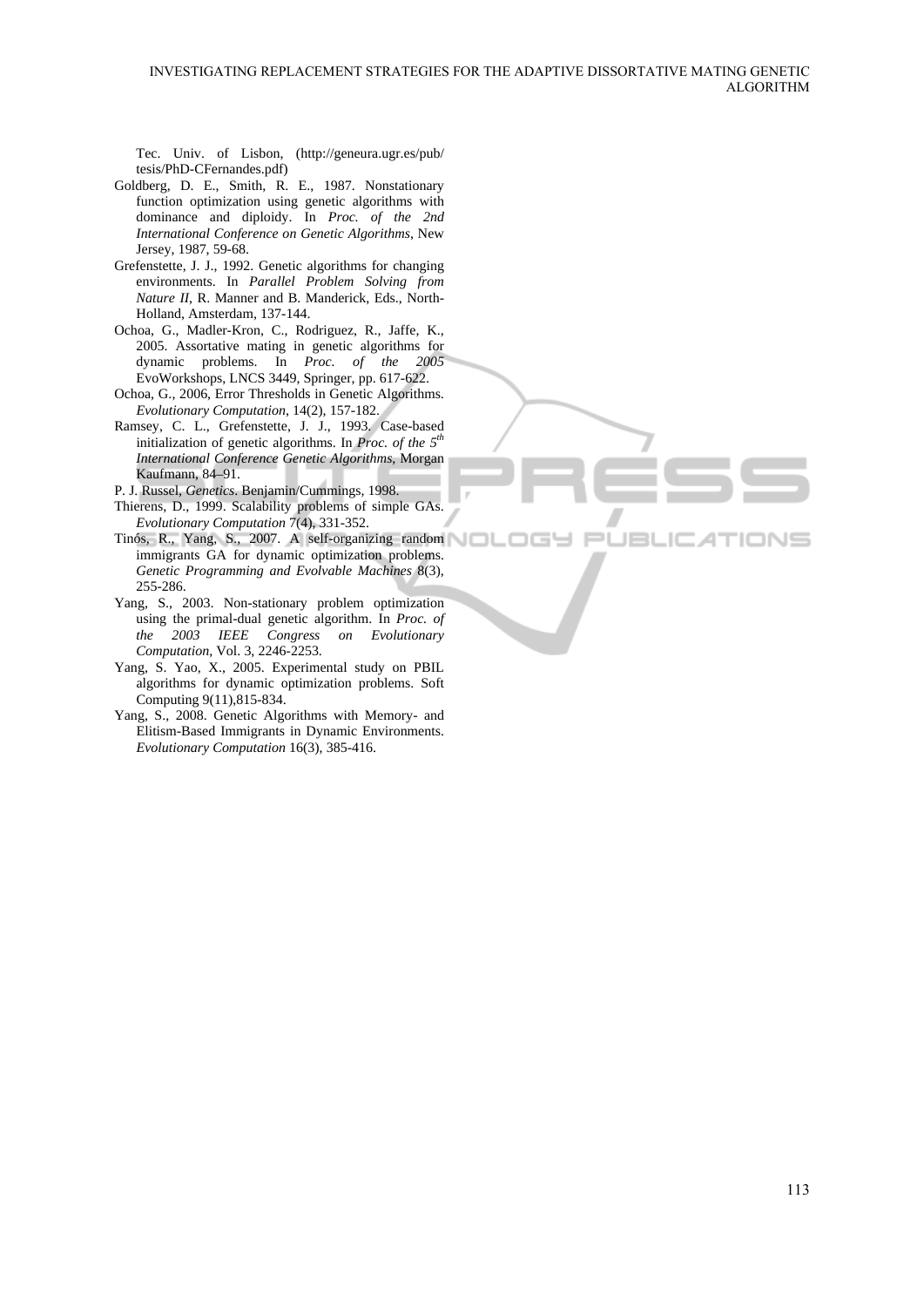Tec. Univ. of Lisbon, (http://geneura.ugr.es/pub/tesis/PhD-CFernandes.pdf)

Goldberg, D. E., Smith, R. E., 1987. Nonstationary function optimization using genetic algorithms with dominance and diploidy. In *Proc. of the 2nd International Conference on Genetic Algorithms*, New Jersey, 1987, 59-68.

Grefenstette, J. J., 1992. Genetic algorithms for changing environments. In *Parallel Problem Solving from Nature II*, R. Manner and B. Manderick, Eds., North-Holland, Amsterdam, 137-144.

Ochoa, G., Madler-Kron, C., Rodriguez, R., Jaffe, K., 2005. Assortative mating in genetic algorithms for dynamic problems. In *Proc. of the 2005* EvoWorkshops, LNCS 3449, Springer, pp. 617-622.

Ochoa, G., 2006, Error Thresholds in Genetic Algorithms. *Evolutionary Computation*, 14(2), 157-182.

Ramsey, C. L., Grefenstette, J. J., 1993. Case-based initialization of genetic algorithms. In *Proc. of the 5th International Conference Genetic Algorithms*, Morgan Kaufmann, 84–91.

P. J. Russel, *Genetics*. Benjamin/Cummings, 1998.

Thierens, D., 1999. Scalability problems of simple GAs. *Evolutionary Computation* 7(4), 331-352.

Tinós, R., Yang, S., 2007. A self-organizing random immigrants GA for dynamic optimization problems. *Genetic Programming and Evolvable Machines* 8(3), 255-286.

Yang, S., 2003. Non-stationary problem optimization using the primal-dual genetic algorithm. In *Proc. of the 2003 IEEE Congress on Evolutionary Computation*, Vol. 3, 2246-2253.

Yang, S. Yao, X., 2005. Experimental study on PBIL algorithms for dynamic optimization problems. Soft Computing 9(11),815-834.

Yang, S., 2008. Genetic Algorithms with Memory- and Elitism-Based Immigrants in Dynamic Environments. *Evolutionary Computation* 16(3), 385-416.